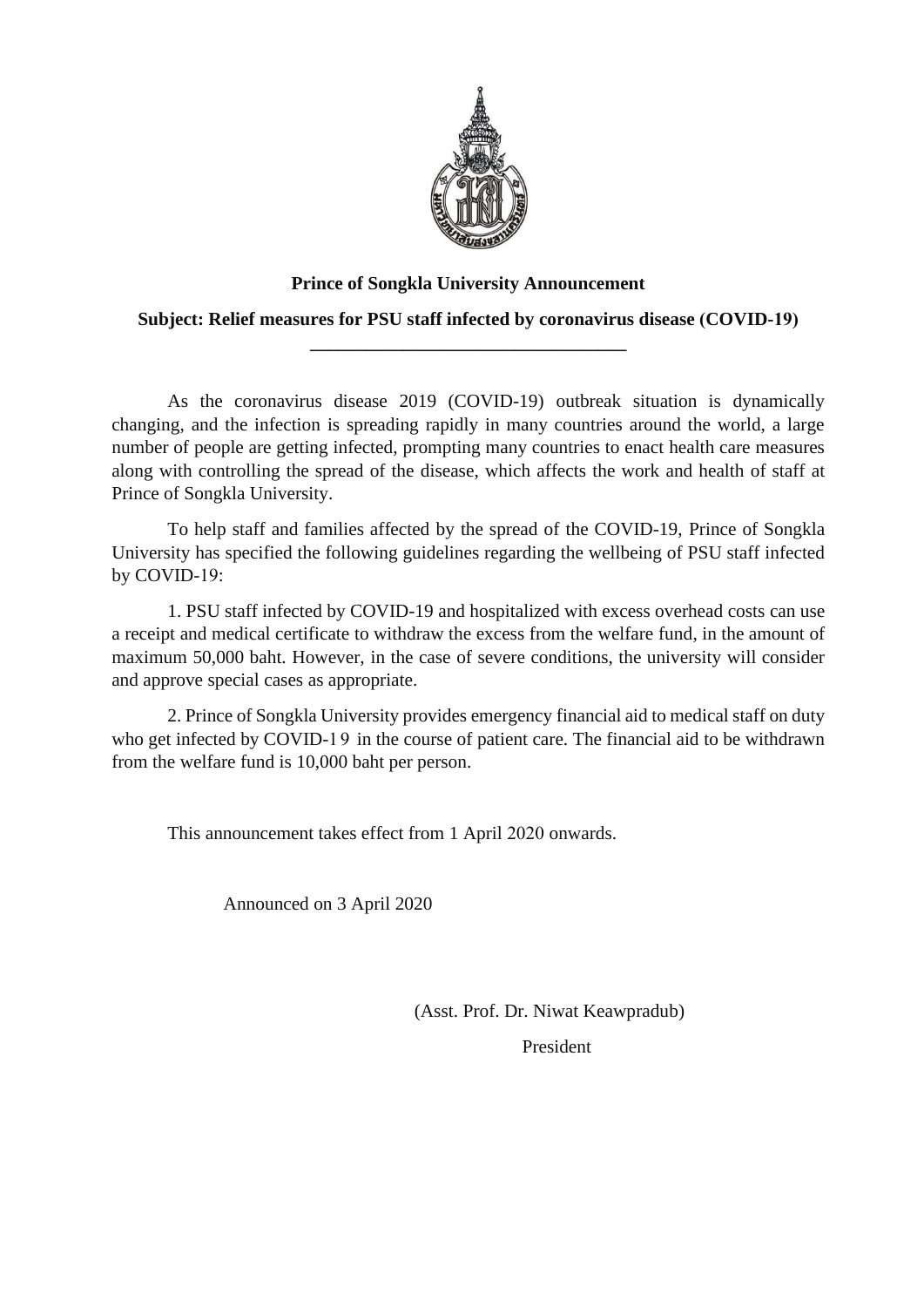**Prince of Songkla University Announcement**

**Subject: Relief measures for PSU staff infected by coronavirus disease (COVID-19)**

---

As the coronavirus disease 2019 (COVID-19) outbreak situation is dynamically changing, and the infection is spreading rapidly in many countries around the world, a large number of people are getting infected, prompting many countries to enact health care measures along with controlling the spread of the disease, which affects the work and health of staff at Prince of Songkla University.

To help staff and families affected by the spread of the COVID-19, Prince of Songkla University has specified the following guidelines regarding the wellbeing of PSU staff infected by COVID-19:

1. PSU staff infected by COVID-19 and hospitalized with excess overhead costs can use a receipt and medical certificate to withdraw the excess from the welfare fund, in the amount of maximum 50,000 baht. However, in the case of severe conditions, the university will consider and approve special cases as appropriate.

2. Prince of Songkla University provides emergency financial aid to medical staff on duty who get infected by COVID-19 in the course of patient care. The financial aid to be withdrawn from the welfare fund is 10,000 baht per person.

This announcement takes effect from 1 April 2020 onwards.

Announced on 3 April 2020

(Asst. Prof. Dr. Niwat Keawpradub)

President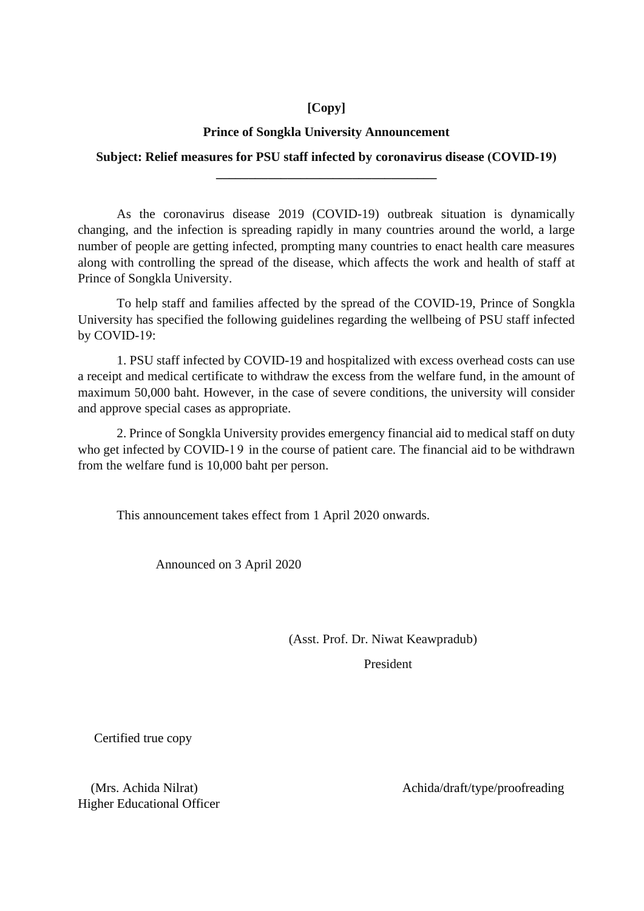**[Copy]**

**Prince of Songkla University Announcement**

**Subject: Relief measures for PSU staff infected by coronavirus disease (COVID-19)**

---

As the coronavirus disease 2019 (COVID-19) outbreak situation is dynamically changing, and the infection is spreading rapidly in many countries around the world, a large number of people are getting infected, prompting many countries to enact health care measures along with controlling the spread of the disease, which affects the work and health of staff at Prince of Songkla University.

To help staff and families affected by the spread of the COVID-19, Prince of Songkla University has specified the following guidelines regarding the wellbeing of PSU staff infected by COVID-19:

1. PSU staff infected by COVID-19 and hospitalized with excess overhead costs can use a receipt and medical certificate to withdraw the excess from the welfare fund, in the amount of maximum 50,000 baht. However, in the case of severe conditions, the university will consider and approve special cases as appropriate.

2. Prince of Songkla University provides emergency financial aid to medical staff on duty who get infected by COVID-19 in the course of patient care. The financial aid to be withdrawn from the welfare fund is 10,000 baht per person.

This announcement takes effect from 1 April 2020 onwards.

Announced on 3 April 2020

(Asst. Prof. Dr. Niwat Keawpradub)
President

Certified true copy

(Mrs. Achida Nilrat)
Higher Educational Officer

Achida/draft/type/proofreading